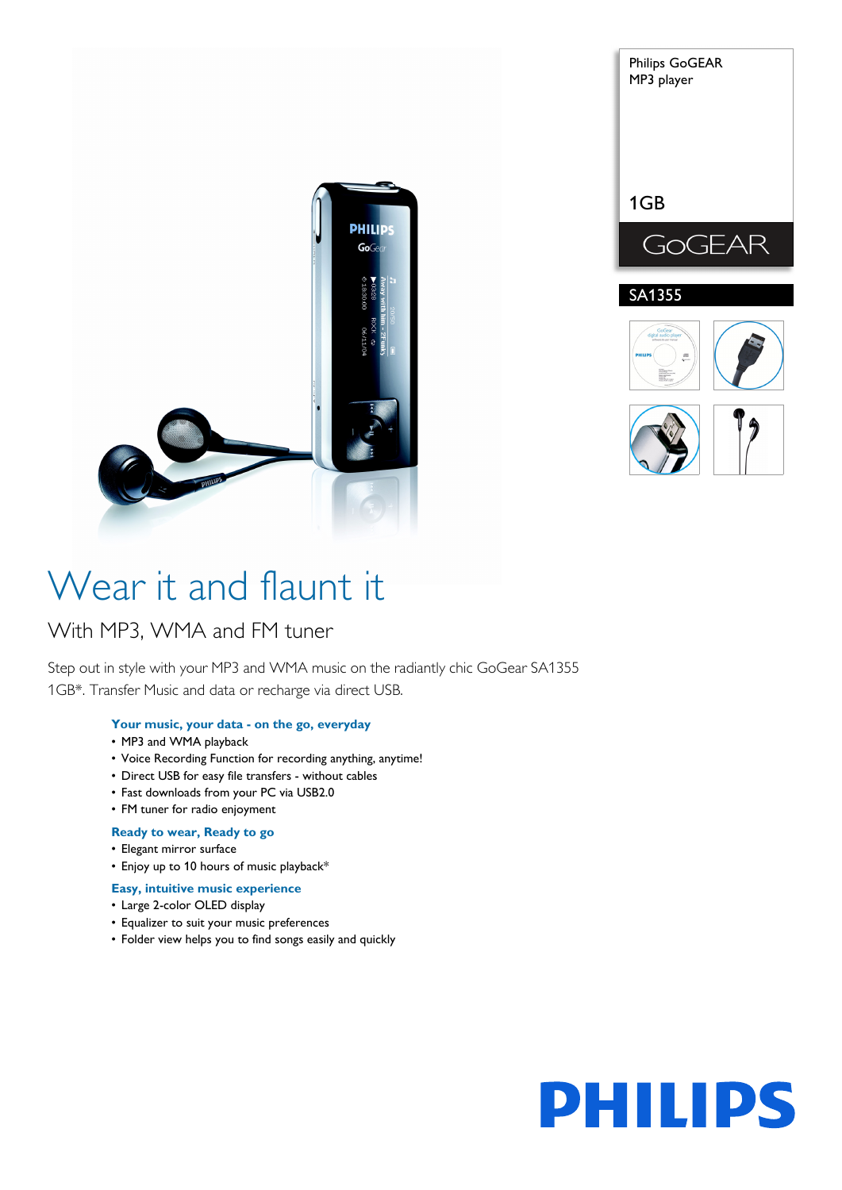Philips GoGEAR
MP3 player

1GB

GoGEAR

SA1355

# Wear it and flaunt it

## With MP3, WMA and FM tuner

Step out in style with your MP3 and WMA music on the radiantly chic GoGear SA1355 1GB*. Transfer Music and data or recharge via direct USB.

### Your music, your data - on the go, everyday

- MP3 and WMA playback
- Voice Recording Function for recording anything, anytime!
- Direct USB for easy file transfers - without cables
- Fast downloads from your PC via USB2.0
- FM tuner for radio enjoyment

### Ready to wear, Ready to go

- Elegant mirror surface
- Enjoy up to 10 hours of music playback*

### Easy, intuitive music experience

- Large 2-color OLED display
- Equalizer to suit your music preferences
- Folder view helps you to find songs easily and quickly

PHILIPS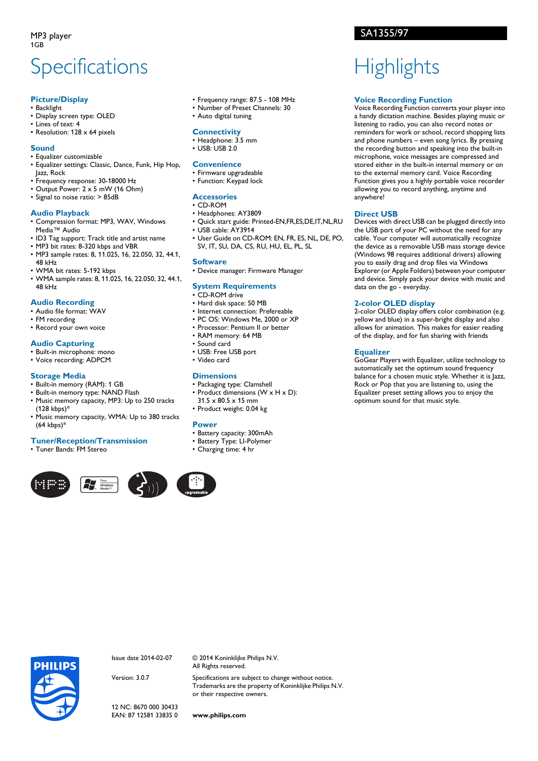MP3 player
1GB

SA1355/97

# Specifications

## Picture/Display
- Backlight
- Display screen type: OLED
- Lines of text: 4
- Resolution: 128 x 64 pixels

## Sound
- Equalizer customizable
- Equalizer settings: Classic, Dance, Funk, Hip Hop, Jazz, Rock
- Frequency response: 30-18000 Hz
- Output Power: 2 x 5 mW (16 Ohm)
- Signal to noise ratio: > 85dB

## Audio Playback
- Compression format: MP3, WAV, Windows Media™ Audio
- ID3 Tag support: Track title and artist name
- MP3 bit rates: 8-320 kbps and VBR
- MP3 sample rates: 8, 11.025, 16, 22.050, 32, 44.1, 48 kHz
- WMA bit rates: 5-192 kbps
- WMA sample rates: 8, 11.025, 16, 22.050, 32, 44.1, 48 kHz

## Audio Recording
- Audio file format: WAV
- FM recording
- Record your own voice

## Audio Capturing
- Built-in microphone: mono
- Voice recording: ADPCM

## Storage Media
- Built-in memory (RAM): 1 GB
- Built-in memory type: NAND Flash
- Music memory capacity, MP3: Up to 250 tracks (128 kbps)*
- Music memory capacity, WMA: Up to 380 tracks (64 kbps)*

## Tuner/Reception/Transmission
- Tuner Bands: FM Stereo
- Frequency range: 87.5 - 108 MHz
- Number of Preset Channels: 30
- Auto digital tuning

## Connectivity
- Headphone: 3.5 mm
- USB: USB 2.0

## Convenience
- Firmware upgradeable
- Function: Keypad lock

## Accessories
- CD-ROM
- Headphones: AY3809
- Quick start guide: Printed-EN,FR,ES,DE,IT,NL,RU
- USB cable: AY3914
- User Guide on CD-ROM: EN, FR, ES, NL, DE, PO, SV, IT, SU, DA, CS, RU, HU, EL, PL, SL

## Software
- Device manager: Firmware Manager

## System Requirements
- CD-ROM drive
- Hard disk space: 50 MB
- Internet connection: Prefereable
- PC OS: Windows Me, 2000 or XP
- Processor: Pentium II or better
- RAM memory: 64 MB
- Sound card
- USB: Free USB port
- Video card

## Dimensions
- Packaging type: Clamshell
- Product dimensions (W x H x D): 31.5 x 80.5 x 15 mm
- Product weight: 0.04 kg

## Power
- Battery capacity: 300mAh
- Battery Type: LI-Polymer
- Charging time: 4 hr

# Highlights

## Voice Recording Function
Voice Recording Function converts your player into a handy dictation machine. Besides playing music or listening to radio, you can also record notes or reminders for work or school, record shopping lists and phone numbers – even song lyrics. By pressing the recording button and speaking into the built-in microphone, voice messages are compressed and stored either in the built-in internal memory or on to the external memory card. Voice Recording Function gives you a highly portable voice recorder allowing you to record anything, anytime and anywhere!

## Direct USB
Devices with direct USB can be plugged directly into the USB port of your PC without the need for any cable. Your computer will automatically recognize the device as a removable USB mass storage device (Windows 98 requires additional drivers) allowing you to easily drag and drop files via Windows Explorer (or Apple Folders) between your computer and device. Simply pack your device with music and data on the go - everyday.

## 2-color OLED display
2-color OLED display offers color combination (e.g. yellow and blue) in a super-bright display and also allows for animation. This makes for easier reading of the display, and for fun sharing with friends

## Equalizer
GoGear Players with Equalizer, utilize technology to automatically set the optimum sound frequency balance for a chosen music style. Whether it is Jazz, Rock or Pop that you are listening to, using the Equalizer preset setting allows you to enjoy the optimum sound for that music style.

Issue date 2014-02-07

Version: 3.0.7

12 NC: 8670 000 30433
EAN: 87 12581 33835 0

© 2014 Koninklijke Philips N.V.
All Rights reserved.

Specifications are subject to change without notice. Trademarks are the property of Koninklijke Philips N.V. or their respective owners.

www.philips.com